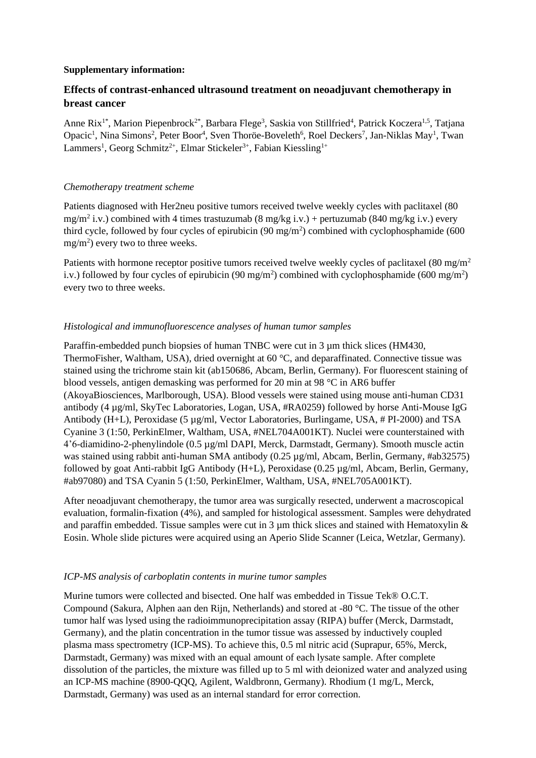**Supplementary information:**

## Effects of contrast-enhanced ultrasound treatment on neoadjuvant chemotherapy in breast cancer

Anne Rix[1*], Marion Piepenbrock[2*], Barbara Flege[3], Saskia von Stillfried[4], Patrick Koczera[1,5], Tatjana Opacic[1], Nina Simons[2], Peter Boor[4], Sven Thoröe-Boveleth[6], Roel Deckers[7], Jan-Niklas May[1], Twan Lammers[1], Georg Schmitz[2+], Elmar Stickeler[3+], Fabian Kiessling[1+]

*Chemotherapy treatment scheme*

Patients diagnosed with Her2neu positive tumors received twelve weekly cycles with paclitaxel (80 mg/m$^2$ i.v.) combined with 4 times trastuzumab (8 mg/kg i.v.) + pertuzumab (840 mg/kg i.v.) every third cycle, followed by four cycles of epirubicin (90 mg/m$^2$) combined with cyclophosphamide (600 mg/m$^2$) every two to three weeks.

Patients with hormone receptor positive tumors received twelve weekly cycles of paclitaxel (80 mg/m$^2$ i.v.) followed by four cycles of epirubicin (90 mg/m$^2$) combined with cyclophosphamide (600 mg/m$^2$) every two to three weeks.

*Histological and immunofluorescence analyses of human tumor samples*

Paraffin-embedded punch biopsies of human TNBC were cut in 3 µm thick slices (HM430, ThermoFisher, Waltham, USA), dried overnight at 60 °C, and deparaffinated. Connective tissue was stained using the trichrome stain kit (ab150686, Abcam, Berlin, Germany). For fluorescent staining of blood vessels, antigen demasking was performed for 20 min at 98 °C in AR6 buffer (AkoyaBiosciences, Marlborough, USA). Blood vessels were stained using mouse anti-human CD31 antibody (4 µg/ml, SkyTec Laboratories, Logan, USA, #RA0259) followed by horse Anti-Mouse IgG Antibody (H+L), Peroxidase (5 µg/ml, Vector Laboratories, Burlingame, USA, # PI-2000) and TSA Cyanine 3 (1:50, PerkinElmer, Waltham, USA, #NEL704A001KT). Nuclei were counterstained with 4'6-diamidino-2-phenylindole (0.5 µg/ml DAPI, Merck, Darmstadt, Germany). Smooth muscle actin was stained using rabbit anti-human SMA antibody (0.25 µg/ml, Abcam, Berlin, Germany, #ab32575) followed by goat Anti-rabbit IgG Antibody (H+L), Peroxidase (0.25 µg/ml, Abcam, Berlin, Germany, #ab97080) and TSA Cyanin 5 (1:50, PerkinElmer, Waltham, USA, #NEL705A001KT).

After neoadjuvant chemotherapy, the tumor area was surgically resected, underwent a macroscopical evaluation, formalin-fixation (4%), and sampled for histological assessment. Samples were dehydrated and paraffin embedded. Tissue samples were cut in 3 µm thick slices and stained with Hematoxylin & Eosin. Whole slide pictures were acquired using an Aperio Slide Scanner (Leica, Wetzlar, Germany).

*ICP-MS analysis of carboplatin contents in murine tumor samples*

Murine tumors were collected and bisected. One half was embedded in Tissue Tek® O.C.T. Compound (Sakura, Alphen aan den Rijn, Netherlands) and stored at -80 °C. The tissue of the other tumor half was lysed using the radioimmunoprecipitation assay (RIPA) buffer (Merck, Darmstadt, Germany), and the platin concentration in the tumor tissue was assessed by inductively coupled plasma mass spectrometry (ICP-MS). To achieve this, 0.5 ml nitric acid (Suprapur, 65%, Merck, Darmstadt, Germany) was mixed with an equal amount of each lysate sample. After complete dissolution of the particles, the mixture was filled up to 5 ml with deionized water and analyzed using an ICP-MS machine (8900-QQQ, Agilent, Waldbronn, Germany). Rhodium (1 mg/L, Merck, Darmstadt, Germany) was used as an internal standard for error correction.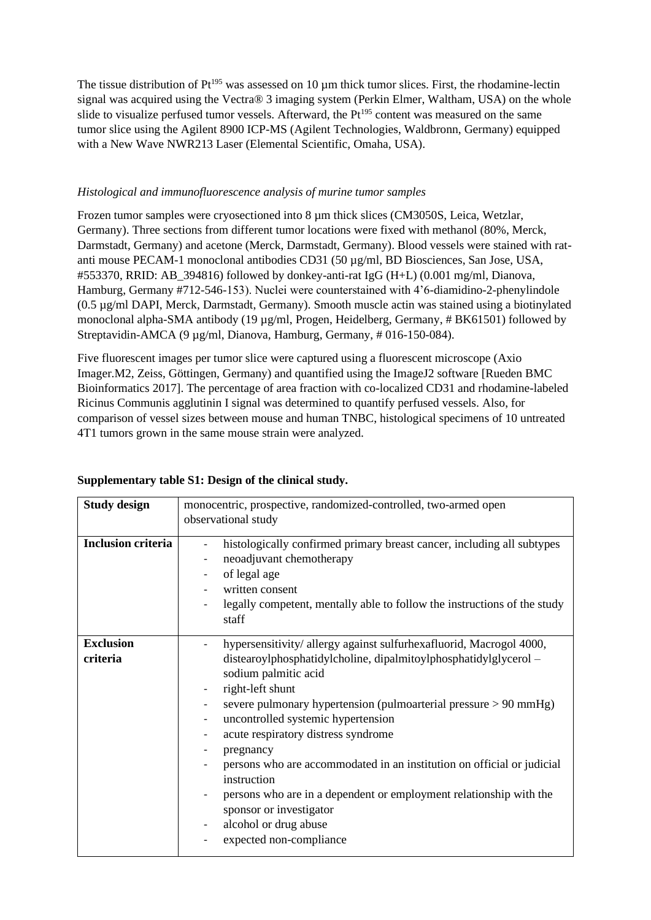The tissue distribution of $Pt^{195}$ was assessed on 10 µm thick tumor slices. First, the rhodamine-lectin signal was acquired using the Vectra® 3 imaging system (Perkin Elmer, Waltham, USA) on the whole slide to visualize perfused tumor vessels. Afterward, the $Pt^{195}$ content was measured on the same tumor slice using the Agilent 8900 ICP-MS (Agilent Technologies, Waldbronn, Germany) equipped with a New Wave NWR213 Laser (Elemental Scientific, Omaha, USA).

*Histological and immunofluorescence analysis of murine tumor samples*

Frozen tumor samples were cryosectioned into 8 µm thick slices (CM3050S, Leica, Wetzlar, Germany). Three sections from different tumor locations were fixed with methanol (80%, Merck, Darmstadt, Germany) and acetone (Merck, Darmstadt, Germany). Blood vessels were stained with rat-anti mouse PECAM-1 monoclonal antibodies CD31 (50 µg/ml, BD Biosciences, San Jose, USA, #553370, RRID: AB_394816) followed by donkey-anti-rat IgG (H+L) (0.001 mg/ml, Dianova, Hamburg, Germany #712-546-153). Nuclei were counterstained with 4'6-diamidino-2-phenylindole (0.5 µg/ml DAPI, Merck, Darmstadt, Germany). Smooth muscle actin was stained using a biotinylated monoclonal alpha-SMA antibody (19 µg/ml, Progen, Heidelberg, Germany, # BK61501) followed by Streptavidin-AMCA (9 µg/ml, Dianova, Hamburg, Germany, # 016-150-084).

Five fluorescent images per tumor slice were captured using a fluorescent microscope (Axio Imager.M2, Zeiss, Göttingen, Germany) and quantified using the ImageJ2 software [Rueden BMC Bioinformatics 2017]. The percentage of area fraction with co-localized CD31 and rhodamine-labeled Ricinus Communis agglutinin I signal was determined to quantify perfused vessels. Also, for comparison of vessel sizes between mouse and human TNBC, histological specimens of 10 untreated 4T1 tumors grown in the same mouse strain were analyzed.

**Supplementary table S1: Design of the clinical study.**

| **Study design** | monocentric, prospective, randomized-controlled, two-armed open observational study |
|---|---|
| **Inclusion criteria** | - histologically confirmed primary breast cancer, including all subtypes<br>- neoadjuvant chemotherapy<br>- of legal age<br>- written consent<br>- legally competent, mentally able to follow the instructions of the study staff |
| **Exclusion criteria** | - hypersensitivity/ allergy against sulfurhexafluorid, Macrogol 4000, distearoylphosphatidylcholine, dipalmitoylphosphatidylglycerol – sodium palmitic acid<br>- right-left shunt<br>- severe pulmonary hypertension (pulmoarterial pressure > 90 mmHg)<br>- uncontrolled systemic hypertension<br>- acute respiratory distress syndrome<br>- pregnancy<br>- persons who are accommodated in an institution on official or judicial instruction<br>- persons who are in a dependent or employment relationship with the sponsor or investigator<br>- alcohol or drug abuse<br>- expected non-compliance |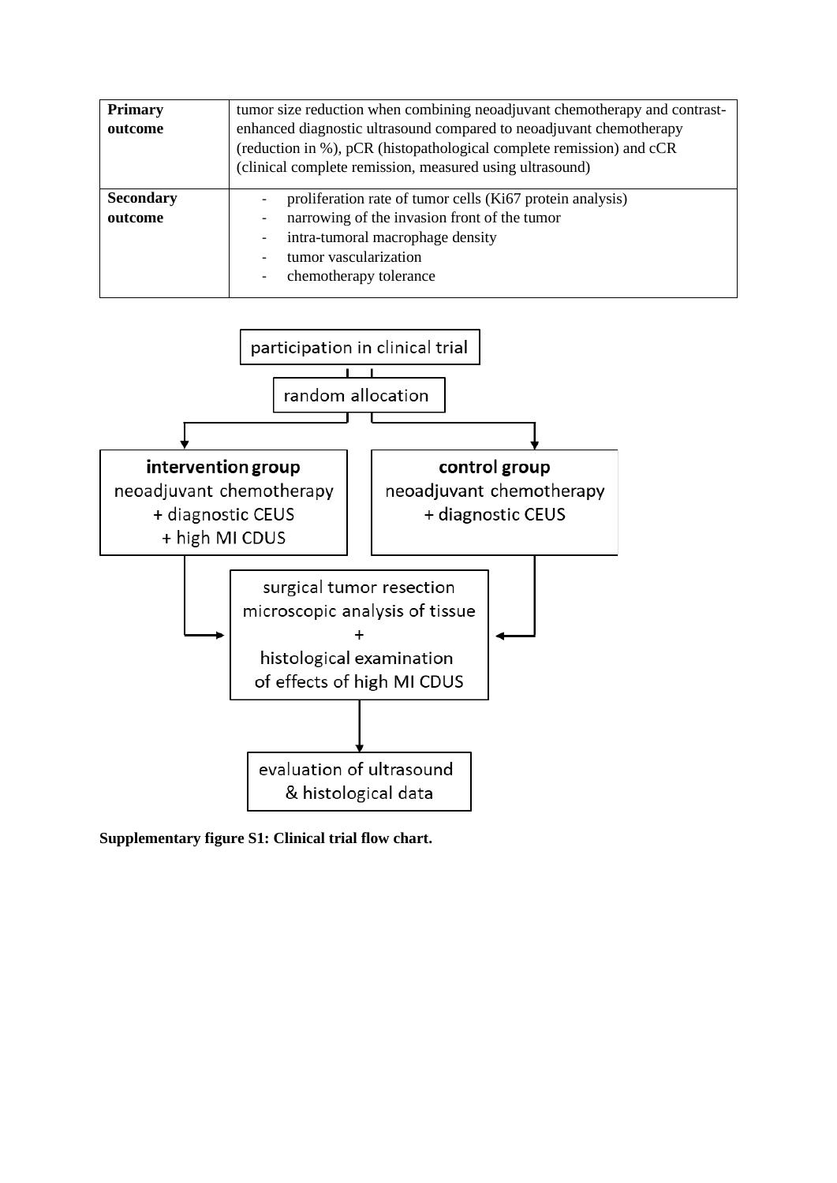| **Primary outcome** | tumor size reduction when combining neoadjuvant chemotherapy and contrast-enhanced diagnostic ultrasound compared to neoadjuvant chemotherapy (reduction in %), pCR (histopathological complete remission) and cCR (clinical complete remission, measured using ultrasound) |
| --- | --- |
| **Secondary outcome** | - proliferation rate of tumor cells (Ki67 protein analysis)<br>- narrowing of the invasion front of the tumor<br>- intra-tumoral macrophage density<br>- tumor vascularization<br>- chemotherapy tolerance |

participation in clinical trial

random allocation

**intervention group**
neoadjuvant chemotherapy
+ diagnostic CEUS
+ high MI CDUS

**control group**
neoadjuvant chemotherapy
+ diagnostic CEUS

surgical tumor resection
microscopic analysis of tissue
+
histological examination
of effects of high MI CDUS

evaluation of ultrasound
& histological data

**Supplementary figure S1: Clinical trial flow chart.**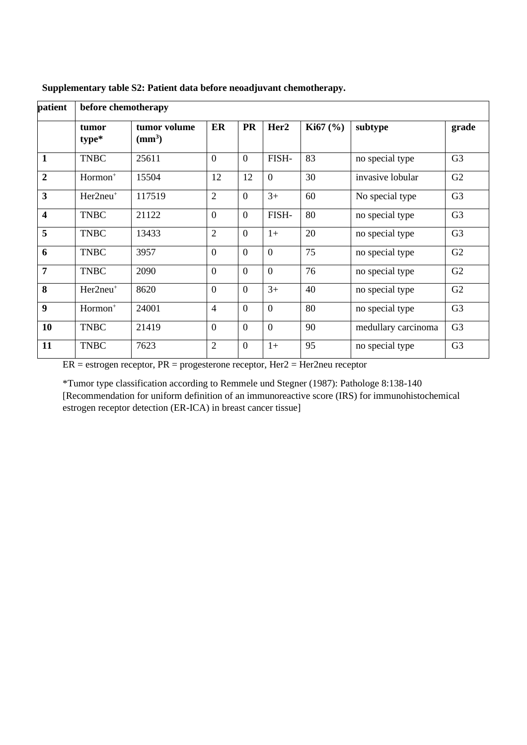**Supplementary table S2: Patient data before neoadjuvant chemotherapy.**

| patient | before chemotherapy | | | | | | | |
|---|---|---|---|---|---|---|---|---|
| | **tumor type*** | **tumor volume ($mm^3$)** | **ER** | **PR** | **Her2** | **Ki67 (%)** | **subtype** | **grade** |
| **1** | TNBC | 25611 | 0 | 0 | FISH- | 83 | no special type | G3 |
| **2** | Hormon$^+$ | 15504 | 12 | 12 | 0 | 30 | invasive lobular | G2 |
| **3** | Her2neu$^+$ | 117519 | 2 | 0 | 3+ | 60 | No special type | G3 |
| **4** | TNBC | 21122 | 0 | 0 | FISH- | 80 | no special type | G3 |
| **5** | TNBC | 13433 | 2 | 0 | 1+ | 20 | no special type | G3 |
| **6** | TNBC | 3957 | 0 | 0 | 0 | 75 | no special type | G2 |
| **7** | TNBC | 2090 | 0 | 0 | 0 | 76 | no special type | G2 |
| **8** | Her2neu$^+$ | 8620 | 0 | 0 | 3+ | 40 | no special type | G2 |
| **9** | Hormon$^+$ | 24001 | 4 | 0 | 0 | 80 | no special type | G3 |
| **10** | TNBC | 21419 | 0 | 0 | 0 | 90 | medullary carcinoma | G3 |
| **11** | TNBC | 7623 | 2 | 0 | 1+ | 95 | no special type | G3 |

ER = estrogen receptor, PR = progesterone receptor, Her2 = Her2neu receptor

*Tumor type classification according to Remmele und Stegner (1987): Pathologe 8:138-140 [Recommendation for uniform definition of an immunoreactive score (IRS) for immunohistochemical estrogen receptor detection (ER-ICA) in breast cancer tissue]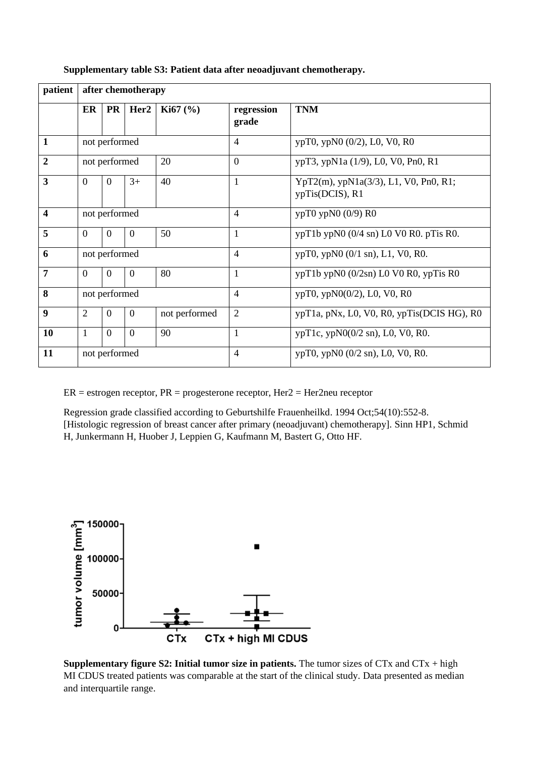**Supplementary table S3: Patient data after neoadjuvant chemotherapy.**

| patient | after chemotherapy | | | | | |
|---|---|---|---|---|---|---|
| | **ER** | **PR** | **Her2** | **Ki67 (%)** | **regression grade** | **TNM** |
| **1** | not performed | | | | 4 | ypT0, ypN0 (0/2), L0, V0, R0 |
| **2** | not performed | | | 20 | 0 | ypT3, ypN1a (1/9), L0, V0, Pn0, R1 |
| **3** | 0 | 0 | 3+ | 40 | 1 | YpT2(m), ypN1a(3/3), L1, V0, Pn0, R1; ypTis(DCIS), R1 |
| **4** | not performed | | | | 4 | ypT0 ypN0 (0/9) R0 |
| **5** | 0 | 0 | 0 | 50 | 1 | ypT1b ypN0 (0/4 sn) L0 V0 R0. pTis R0. |
| **6** | not performed | | | | 4 | ypT0, ypN0 (0/1 sn), L1, V0, R0. |
| **7** | 0 | 0 | 0 | 80 | 1 | ypT1b ypN0 (0/2sn) L0 V0 R0, ypTis R0 |
| **8** | not performed | | | | 4 | ypT0, ypN0(0/2), L0, V0, R0 |
| **9** | 2 | 0 | 0 | not performed | 2 | ypT1a, pNx, L0, V0, R0, ypTis(DCIS HG), R0 |
| **10** | 1 | 0 | 0 | 90 | 1 | ypT1c, ypN0(0/2 sn), L0, V0, R0. |
| **11** | not performed | | | | 4 | ypT0, ypN0 (0/2 sn), L0, V0, R0. |

ER = estrogen receptor, PR = progesterone receptor, Her2 = Her2neu receptor

Regression grade classified according to Geburtshilfe Frauenheilkd. 1994 Oct;54(10):552-8. [Histologic regression of breast cancer after primary (neoadjuvant) chemotherapy]. Sinn HP1, Schmid H, Junkermann H, Huober J, Leppien G, Kaufmann M, Bastert G, Otto HF.

**Supplementary figure S2: Initial tumor size in patients.** The tumor sizes of CTx and CTx + high MI CDUS treated patients was comparable at the start of the clinical study. Data presented as median and interquartile range.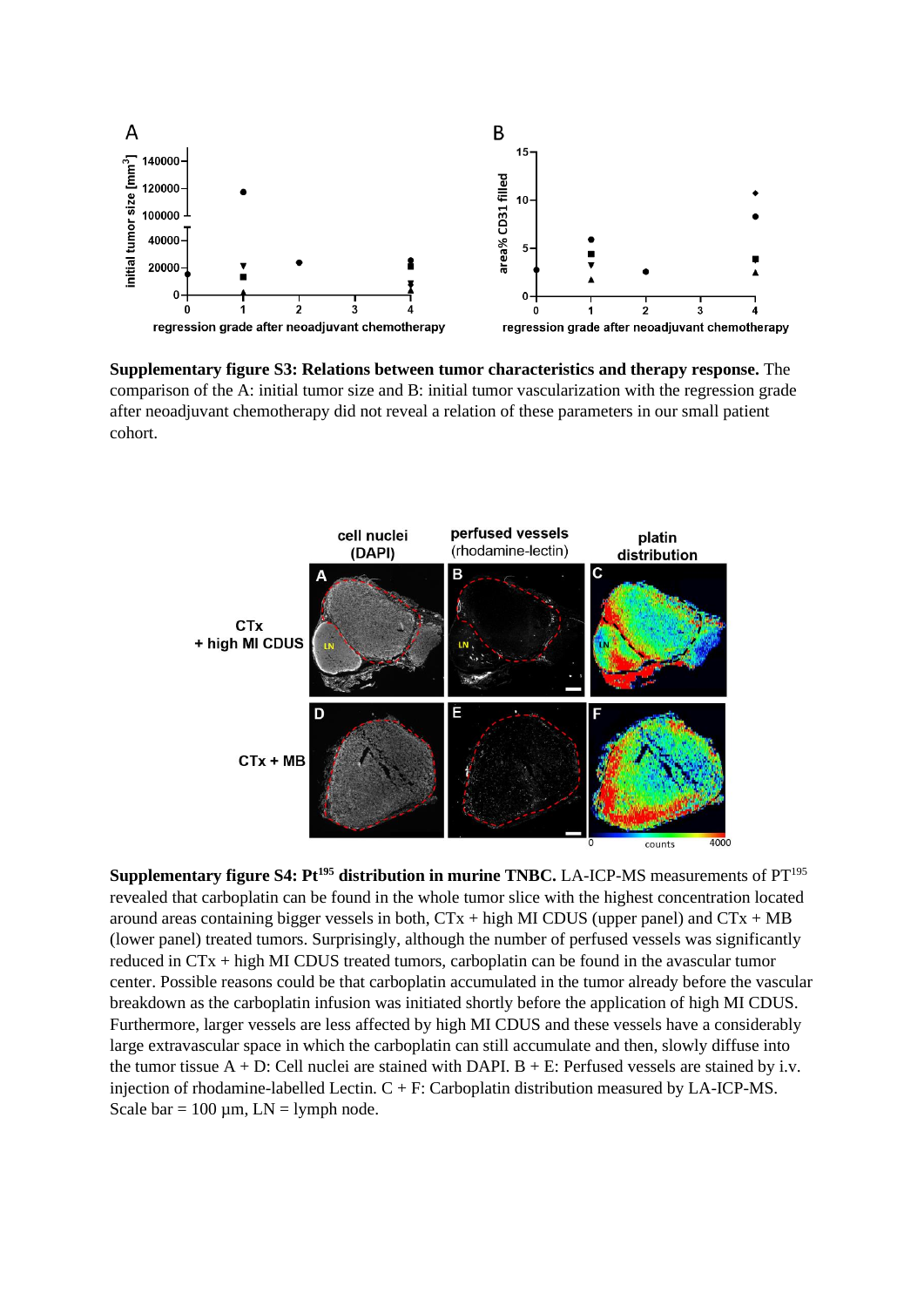**Supplementary figure S3: Relations between tumor characteristics and therapy response.** The comparison of the A: initial tumor size and B: initial tumor vascularization with the regression grade after neoadjuvant chemotherapy did not reveal a relation of these parameters in our small patient cohort.

**Supplementary figure S4: Pt[195] distribution in murine TNBC.** LA-ICP-MS measurements of PT[195] revealed that carboplatin can be found in the whole tumor slice with the highest concentration located around areas containing bigger vessels in both, CTx + high MI CDUS (upper panel) and CTx + MB (lower panel) treated tumors. Surprisingly, although the number of perfused vessels was significantly reduced in CTx + high MI CDUS treated tumors, carboplatin can be found in the avascular tumor center. Possible reasons could be that carboplatin accumulated in the tumor already before the vascular breakdown as the carboplatin infusion was initiated shortly before the application of high MI CDUS. Furthermore, larger vessels are less affected by high MI CDUS and these vessels have a considerably large extravascular space in which the carboplatin can still accumulate and then, slowly diffuse into the tumor tissue A + D: Cell nuclei are stained with DAPI. B + E: Perfused vessels are stained by i.v. injection of rhodamine-labelled Lectin. C + F: Carboplatin distribution measured by LA-ICP-MS. Scale bar = 100 µm, LN = lymph node.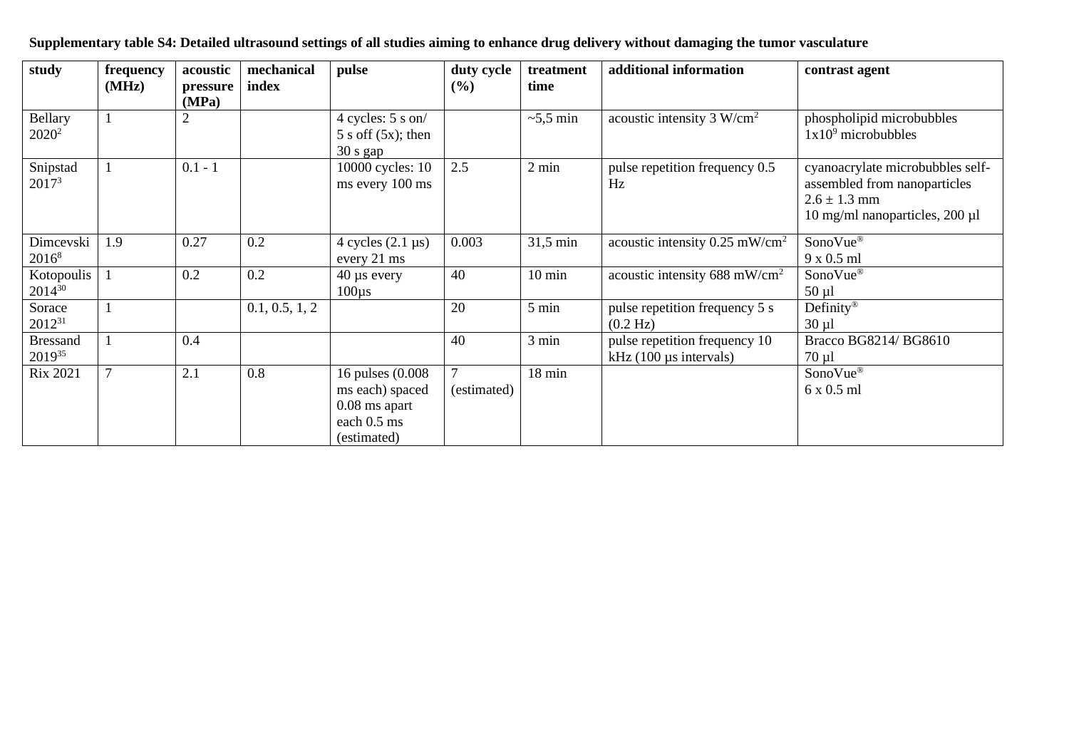**Supplementary table S4: Detailed ultrasound settings of all studies aiming to enhance drug delivery without damaging the tumor vasculature**

| study | frequency (MHz) | acoustic pressure (MPa) | mechanical index | pulse | duty cycle (%) | treatment time | additional information | contrast agent |
|---|---|---|---|---|---|---|---|---|
| Bellary 2020[2] | 1 | 2 | | 4 cycles: 5 s on/ 5 s off (5x); then 30 s gap | | ~5,5 min | acoustic intensity 3 W/cm$^2$ | phospholipid microbubbles $1x10^9$ microbubbles |
| Snipstad 2017[3] | 1 | 0.1 - 1 | | 10000 cycles: 10 ms every 100 ms | 2.5 | 2 min | pulse repetition frequency 0.5 Hz | cyanoacrylate microbubbles self-assembled from nanoparticles $2.6 \pm 1.3$ mm 10 mg/ml nanoparticles, 200 µl |
| Dimcevski 2016[8] | 1.9 | 0.27 | 0.2 | 4 cycles (2.1 µs) every 21 ms | 0.003 | 31,5 min | acoustic intensity 0.25 mW/cm$^2$ | SonoVue® 9 x 0.5 ml |
| Kotopoulis 2014[30] | 1 | 0.2 | 0.2 | 40 µs every 100µs | 40 | 10 min | acoustic intensity 688 mW/cm$^2$ | SonoVue® 50 µl |
| Sorace 2012[31] | 1 | | 0.1, 0.5, 1, 2 | | 20 | 5 min | pulse repetition frequency 5 s (0.2 Hz) | Definity® 30 µl |
| Bressand 2019[35] | 1 | 0.4 | | | 40 | 3 min | pulse repetition frequency 10 kHz (100 µs intervals) | Bracco BG8214/ BG8610 70 µl |
| Rix 2021 | 7 | 2.1 | 0.8 | 16 pulses (0.008 ms each) spaced 0.08 ms apart each 0.5 ms (estimated) | 7 (estimated) | 18 min | | SonoVue® 6 x 0.5 ml |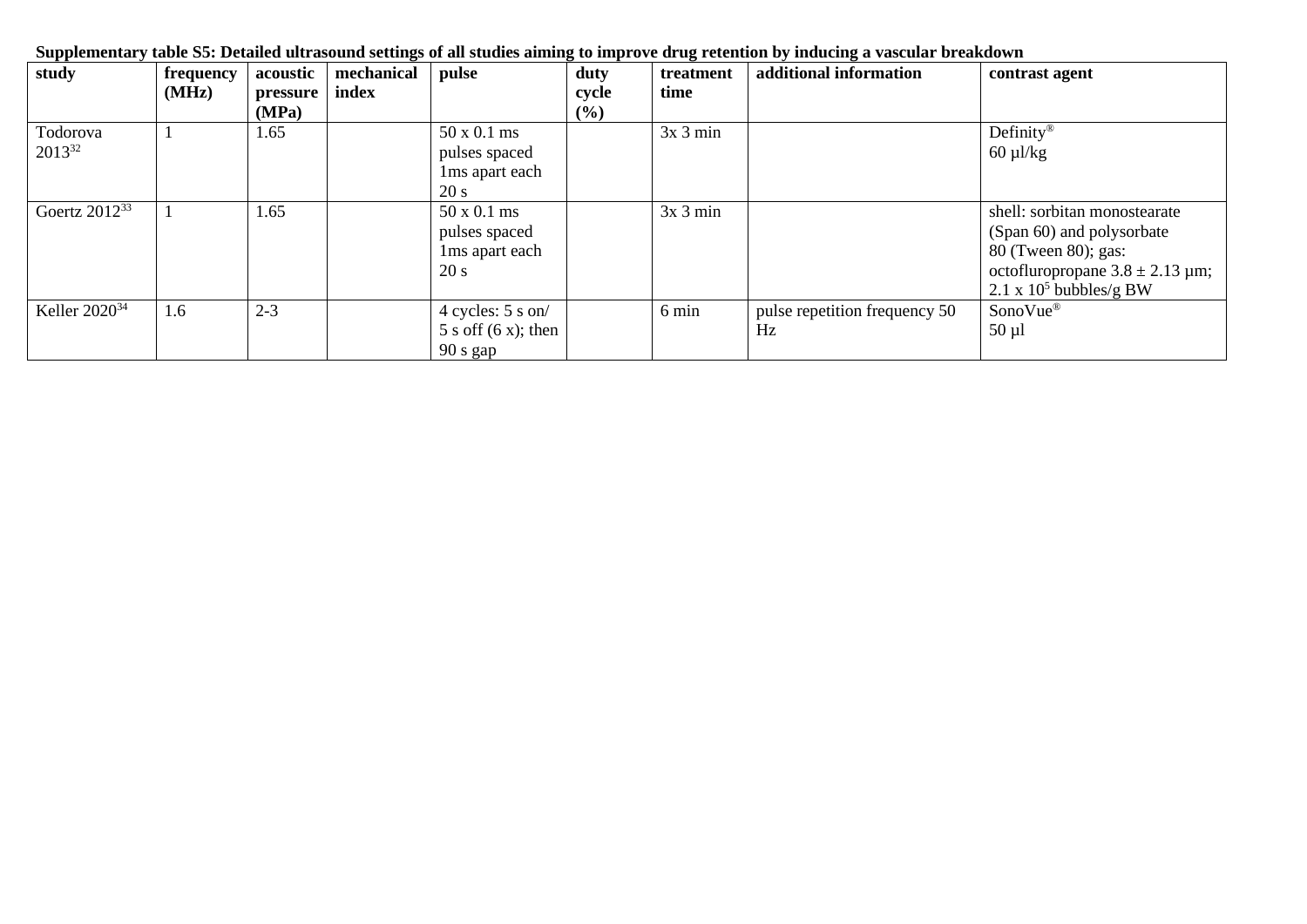**Supplementary table S5: Detailed ultrasound settings of all studies aiming to improve drug retention by inducing a vascular breakdown**

| study | frequency (MHz) | acoustic pressure (MPa) | mechanical index | pulse | duty cycle (%) | treatment time | additional information | contrast agent |
|---|---|---|---|---|---|---|---|---|
| Todorova 2013[32] | 1 | 1.65 | | 50 x 0.1 ms pulses spaced 1ms apart each 20 s | | 3x 3 min | | Definity® 60 µl/kg |
| Goertz 2012[33] | 1 | 1.65 | | 50 x 0.1 ms pulses spaced 1ms apart each 20 s | | 3x 3 min | | shell: sorbitan monostearate (Span 60) and polysorbate 80 (Tween 80); gas: octofluropropane 3.8 ± 2.13 µm; 2.1 x $10^5$ bubbles/g BW |
| Keller 2020[34] | 1.6 | 2-3 | | 4 cycles: 5 s on/ 5 s off (6 x); then 90 s gap | | 6 min | pulse repetition frequency 50 Hz | SonoVue® 50 µl |